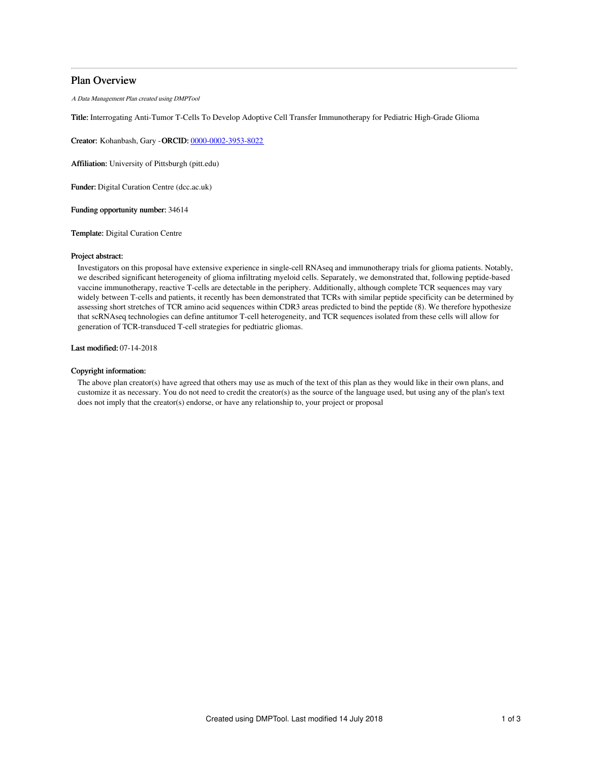# Plan Overview

*A Data Management Plan created using DMPTool*

**Title:** Interrogating Anti-Tumor T-Cells To Develop Adoptive Cell Transfer Immunotherapy for Pediatric High-Grade Glioma

**Creator:** Kohanbash, Gary -**ORCID:** [0000-0002-3953-8022](https://orcid.org/0000-0002-3953-8022)

**Affiliation:** University of Pittsburgh (pitt.edu)

**Funder:** Digital Curation Centre (dcc.ac.uk)

**Funding opportunity number:** 34614

**Template:** Digital Curation Centre

**Project abstract:**

Investigators on this proposal have extensive experience in single-cell RNAseq and immunotherapy trials for glioma patients. Notably, we described significant heterogeneity of glioma infiltrating myeloid cells. Separately, we demonstrated that, following peptide-based vaccine immunotherapy, reactive T-cells are detectable in the periphery. Additionally, although complete TCR sequences may vary widely between T-cells and patients, it recently has been demonstrated that TCRs with similar peptide specificity can be determined by assessing short stretches of TCR amino acid sequences within CDR3 areas predicted to bind the peptide (8). We therefore hypothesize that scRNAseq technologies can define antitumor T-cell heterogeneity, and TCR sequences isolated from these cells will allow for generation of TCR-transduced T-cell strategies for pedtiatric gliomas.

**Last modified:** 07-14-2018

**Copyright information:**

The above plan creator(s) have agreed that others may use as much of the text of this plan as they would like in their own plans, and customize it as necessary. You do not need to credit the creator(s) as the source of the language used, but using any of the plan's text does not imply that the creator(s) endorse, or have any relationship to, your project or proposal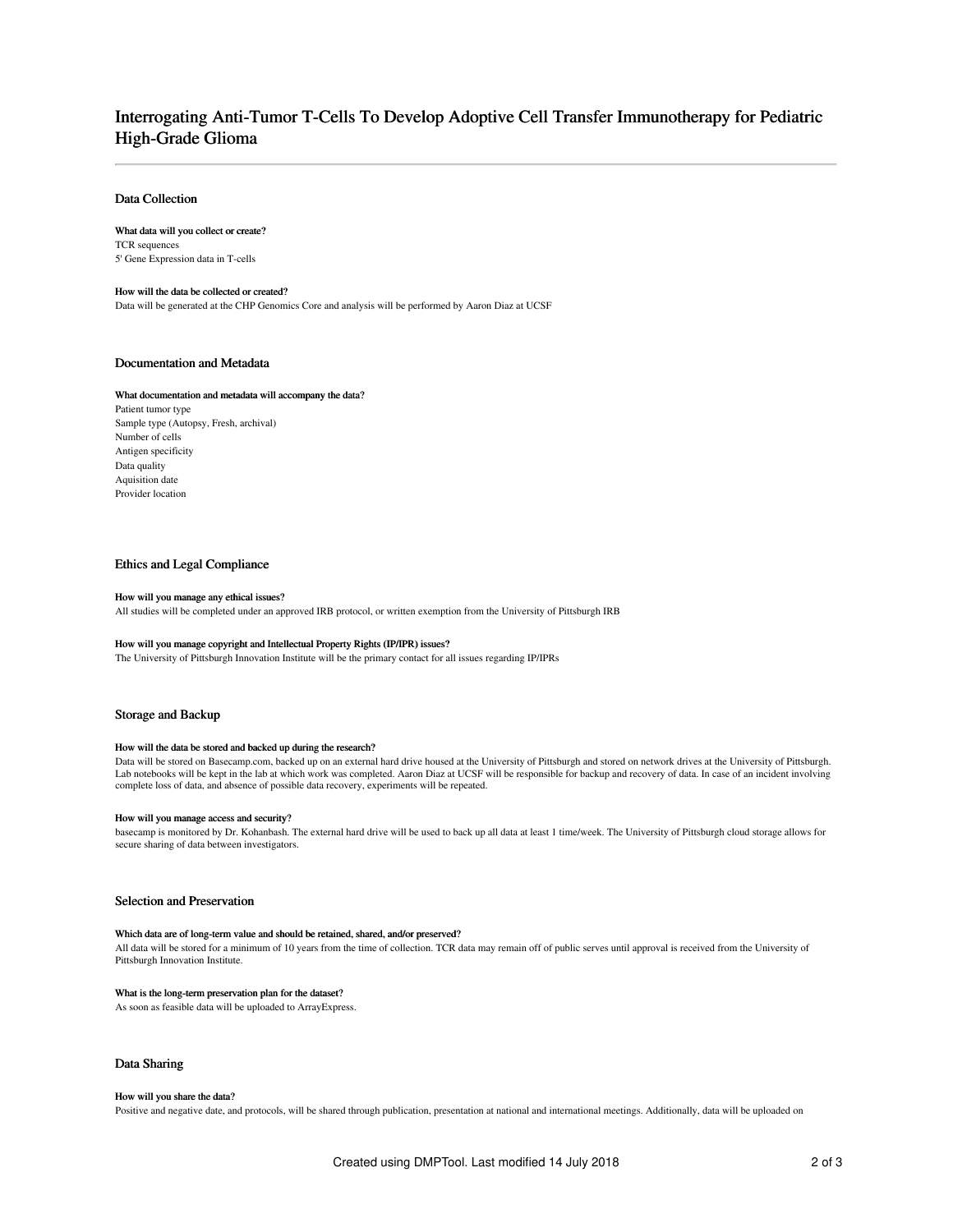# Interrogating Anti-Tumor T-Cells To Develop Adoptive Cell Transfer Immunotherapy for Pediatric High-Grade Glioma

## Data Collection

### What data will you collect or create?

TCR sequences
5' Gene Expression data in T-cells

### How will the data be collected or created?

Data will be generated at the CHP Genomics Core and analysis will be performed by Aaron Diaz at UCSF

## Documentation and Metadata

### What documentation and metadata will accompany the data?

Patient tumor type
Sample type (Autopsy, Fresh, archival)
Number of cells
Antigen specificity
Data quality
Aquisition date
Provider location

## Ethics and Legal Compliance

### How will you manage any ethical issues?

All studies will be completed under an approved IRB protocol, or written exemption from the University of Pittsburgh IRB

### How will you manage copyright and Intellectual Property Rights (IP/IPR) issues?

The University of Pittsburgh Innovation Institute will be the primary contact for all issues regarding IP/IPRs

## Storage and Backup

### How will the data be stored and backed up during the research?

Data will be stored on Basecamp.com, backed up on an external hard drive housed at the University of Pittsburgh and stored on network drives at the University of Pittsburgh. Lab notebooks will be kept in the lab at which work was completed. Aaron Diaz at UCSF will be responsible for backup and recovery of data. In case of an incident involving complete loss of data, and absence of possible data recovery, experiments will be repeated.

### How will you manage access and security?

basecamp is monitored by Dr. Kohanbash. The external hard drive will be used to back up all data at least 1 time/week. The University of Pittsburgh cloud storage allows for secure sharing of data between investigators.

## Selection and Preservation

### Which data are of long-term value and should be retained, shared, and/or preserved?

All data will be stored for a minimum of 10 years from the time of collection. TCR data may remain off of public serves until approval is received from the University of Pittsburgh Innovation Institute.

### What is the long-term preservation plan for the dataset?

As soon as feasible data will be uploaded to ArrayExpress.

## Data Sharing

### How will you share the data?

Positive and negative date, and protocols, will be shared through publication, presentation at national and international meetings. Additionally, data will be uploaded on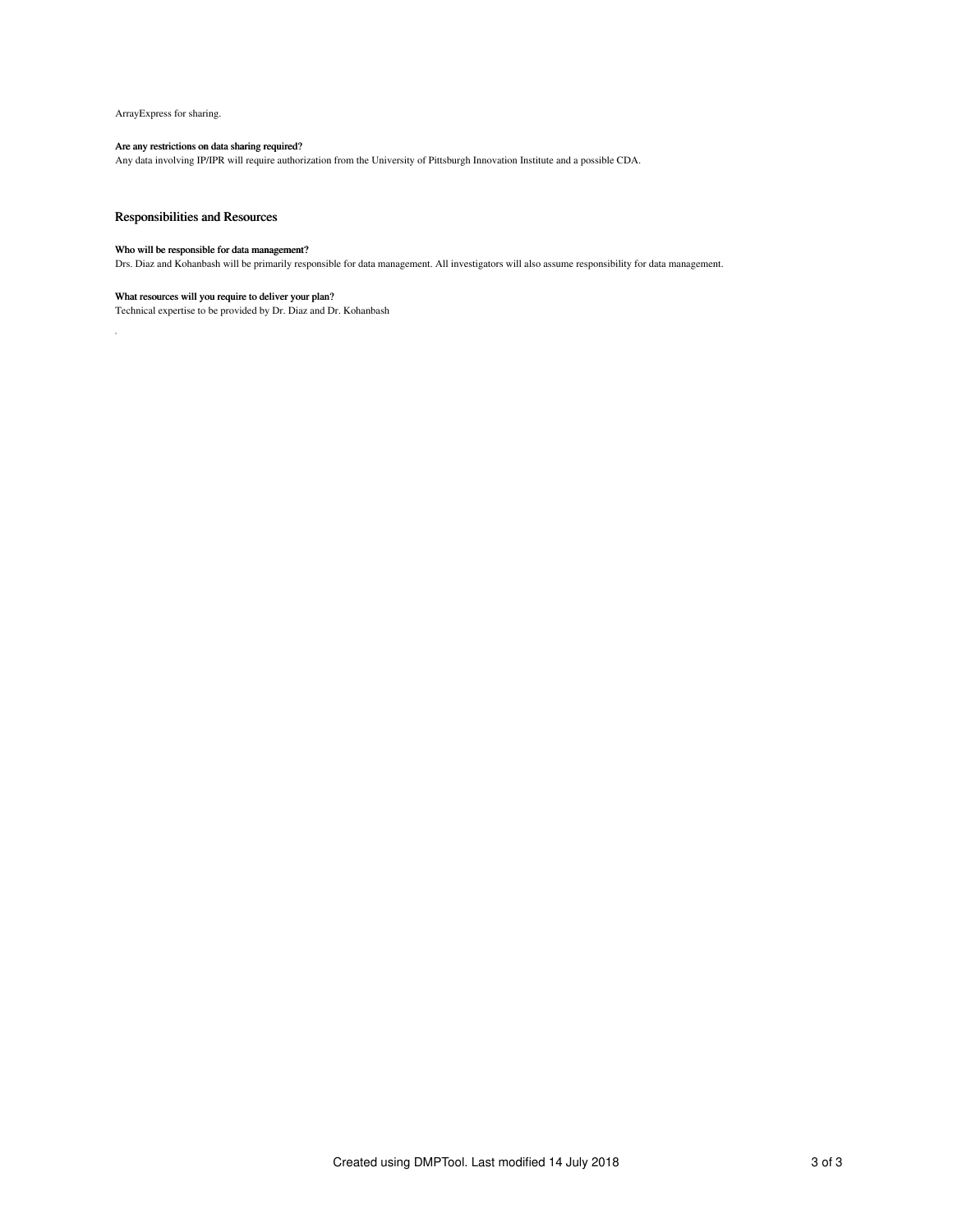ArrayExpress for sharing.

**Are any restrictions on data sharing required?**

Any data involving IP/IPR will require authorization from the University of Pittsburgh Innovation Institute and a possible CDA.

## Responsibilities and Resources

**Who will be responsible for data management?**

Drs. Diaz and Kohanbash will be primarily responsible for data management. All investigators will also assume responsibility for data management.

**What resources will you require to deliver your plan?**

Technical expertise to be provided by Dr. Diaz and Dr. Kohanbash